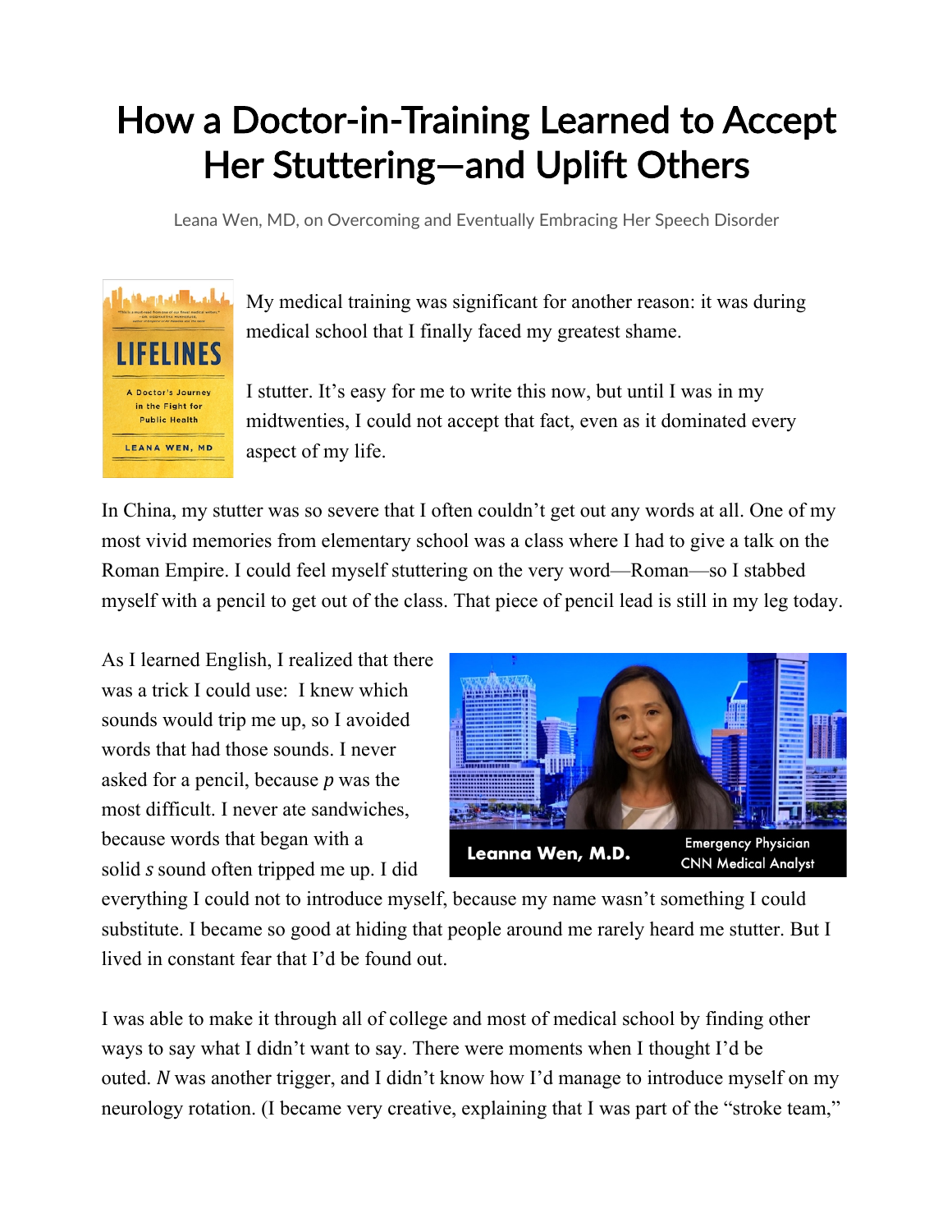# How a Doctor-in-Training Learned to Accept Her Stuttering—and Uplift Others

Leana Wen, MD, on Overcoming and Eventually Embracing Her Speech Disorder

My medical training was significant for another reason: it was during medical school that I finally faced my greatest shame.

I stutter. It's easy for me to write this now, but until I was in my midtwenties, I could not accept that fact, even as it dominated every aspect of my life.

In China, my stutter was so severe that I often couldn't get out any words at all. One of my most vivid memories from elementary school was a class where I had to give a talk on the Roman Empire. I could feel myself stuttering on the very word—Roman—so I stabbed myself with a pencil to get out of the class. That piece of pencil lead is still in my leg today.

As I learned English, I realized that there was a trick I could use: I knew which sounds would trip me up, so I avoided words that had those sounds. I never asked for a pencil, because *p* was the most difficult. I never ate sandwiches, because words that began with a solid *s* sound often tripped me up. I did everything I could not to introduce myself, because my name wasn't something I could substitute. I became so good at hiding that people around me rarely heard me stutter. But I lived in constant fear that I'd be found out.

Leanna Wen, M.D.
Emergency Physician
CNN Medical Analyst

I was able to make it through all of college and most of medical school by finding other ways to say what I didn't want to say. There were moments when I thought I'd be outed. *N* was another trigger, and I didn't know how I'd manage to introduce myself on my neurology rotation. (I became very creative, explaining that I was part of the "stroke team,"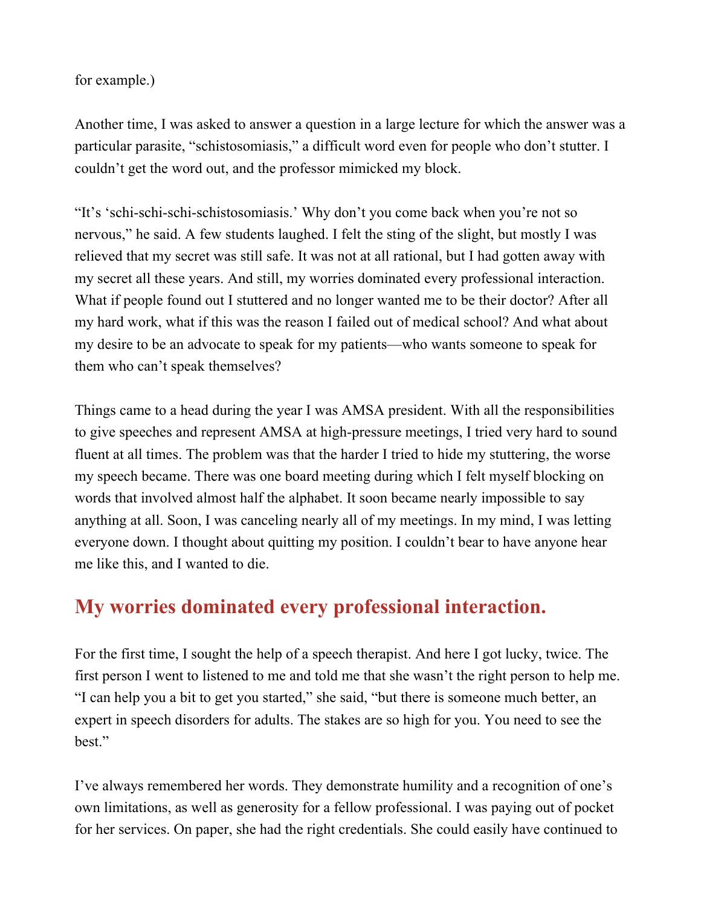for example.)

Another time, I was asked to answer a question in a large lecture for which the answer was a particular parasite, "schistosomiasis," a difficult word even for people who don't stutter. I couldn't get the word out, and the professor mimicked my block.

"It's 'schi-schi-schi-schistosomiasis.' Why don't you come back when you're not so nervous," he said. A few students laughed. I felt the sting of the slight, but mostly I was relieved that my secret was still safe. It was not at all rational, but I had gotten away with my secret all these years. And still, my worries dominated every professional interaction. What if people found out I stuttered and no longer wanted me to be their doctor? After all my hard work, what if this was the reason I failed out of medical school? And what about my desire to be an advocate to speak for my patients—who wants someone to speak for them who can't speak themselves?

Things came to a head during the year I was AMSA president. With all the responsibilities to give speeches and represent AMSA at high-pressure meetings, I tried very hard to sound fluent at all times. The problem was that the harder I tried to hide my stuttering, the worse my speech became. There was one board meeting during which I felt myself blocking on words that involved almost half the alphabet. It soon became nearly impossible to say anything at all. Soon, I was canceling nearly all of my meetings. In my mind, I was letting everyone down. I thought about quitting my position. I couldn't bear to have anyone hear me like this, and I wanted to die.

## My worries dominated every professional interaction.

For the first time, I sought the help of a speech therapist. And here I got lucky, twice. The first person I went to listened to me and told me that she wasn't the right person to help me. "I can help you a bit to get you started," she said, "but there is someone much better, an expert in speech disorders for adults. The stakes are so high for you. You need to see the best."

I've always remembered her words. They demonstrate humility and a recognition of one's own limitations, as well as generosity for a fellow professional. I was paying out of pocket for her services. On paper, she had the right credentials. She could easily have continued to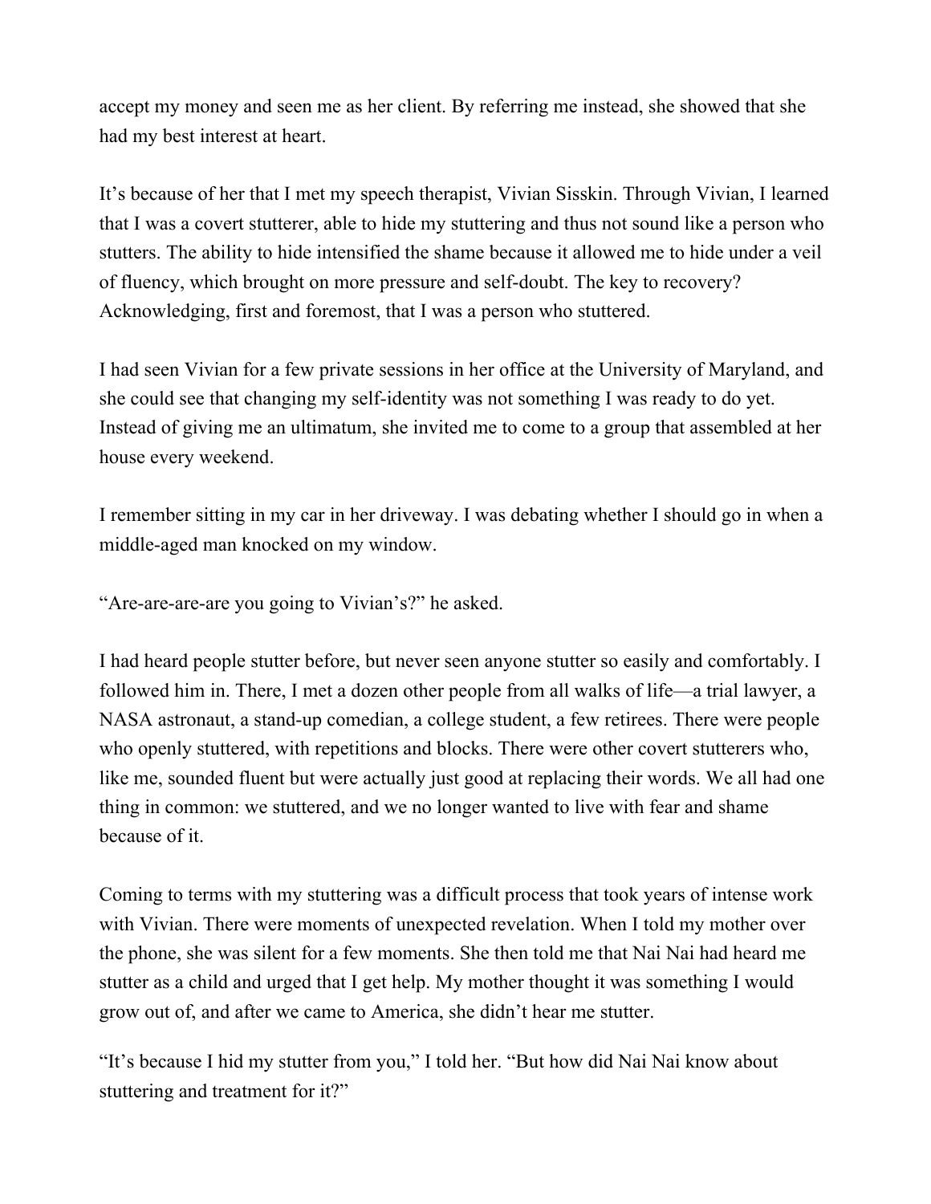accept my money and seen me as her client. By referring me instead, she showed that she had my best interest at heart.

It's because of her that I met my speech therapist, Vivian Sisskin. Through Vivian, I learned that I was a covert stutterer, able to hide my stuttering and thus not sound like a person who stutters. The ability to hide intensified the shame because it allowed me to hide under a veil of fluency, which brought on more pressure and self-doubt. The key to recovery? Acknowledging, first and foremost, that I was a person who stuttered.

I had seen Vivian for a few private sessions in her office at the University of Maryland, and she could see that changing my self-identity was not something I was ready to do yet. Instead of giving me an ultimatum, she invited me to come to a group that assembled at her house every weekend.

I remember sitting in my car in her driveway. I was debating whether I should go in when a middle-aged man knocked on my window.

"Are-are-are-are you going to Vivian's?" he asked.

I had heard people stutter before, but never seen anyone stutter so easily and comfortably. I followed him in. There, I met a dozen other people from all walks of life—a trial lawyer, a NASA astronaut, a stand-up comedian, a college student, a few retirees. There were people who openly stuttered, with repetitions and blocks. There were other covert stutterers who, like me, sounded fluent but were actually just good at replacing their words. We all had one thing in common: we stuttered, and we no longer wanted to live with fear and shame because of it.

Coming to terms with my stuttering was a difficult process that took years of intense work with Vivian. There were moments of unexpected revelation. When I told my mother over the phone, she was silent for a few moments. She then told me that Nai Nai had heard me stutter as a child and urged that I get help. My mother thought it was something I would grow out of, and after we came to America, she didn't hear me stutter.

"It's because I hid my stutter from you," I told her. "But how did Nai Nai know about stuttering and treatment for it?"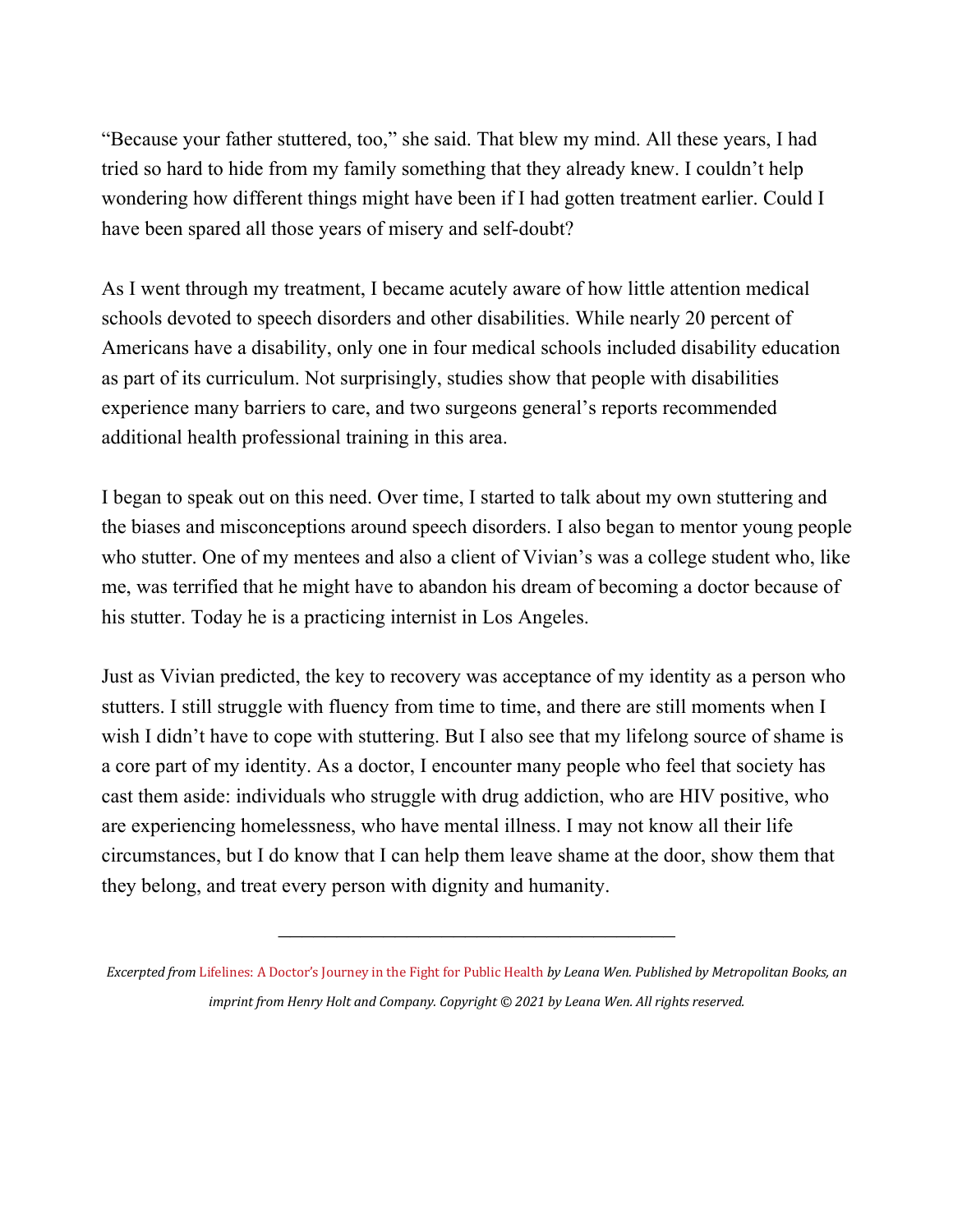“Because your father stuttered, too,” she said. That blew my mind. All these years, I had tried so hard to hide from my family something that they already knew. I couldn’t help wondering how different things might have been if I had gotten treatment earlier. Could I have been spared all those years of misery and self-doubt?

As I went through my treatment, I became acutely aware of how little attention medical schools devoted to speech disorders and other disabilities. While nearly 20 percent of Americans have a disability, only one in four medical schools included disability education as part of its curriculum. Not surprisingly, studies show that people with disabilities experience many barriers to care, and two surgeons general’s reports recommended additional health professional training in this area.

I began to speak out on this need. Over time, I started to talk about my own stuttering and the biases and misconceptions around speech disorders. I also began to mentor young people who stutter. One of my mentees and also a client of Vivian’s was a college student who, like me, was terrified that he might have to abandon his dream of becoming a doctor because of his stutter. Today he is a practicing internist in Los Angeles.

Just as Vivian predicted, the key to recovery was acceptance of my identity as a person who stutters. I still struggle with fluency from time to time, and there are still moments when I wish I didn’t have to cope with stuttering. But I also see that my lifelong source of shame is a core part of my identity. As a doctor, I encounter many people who feel that society has cast them aside: individuals who struggle with drug addiction, who are HIV positive, who are experiencing homelessness, who have mental illness. I may not know all their life circumstances, but I do know that I can help them leave shame at the door, show them that they belong, and treat every person with dignity and humanity.

---

*Excerpted from Lifelines: A Doctor’s Journey in the Fight for Public Health by Leana Wen. Published by Metropolitan Books, an imprint from Henry Holt and Company. Copyright © 2021 by Leana Wen. All rights reserved.*